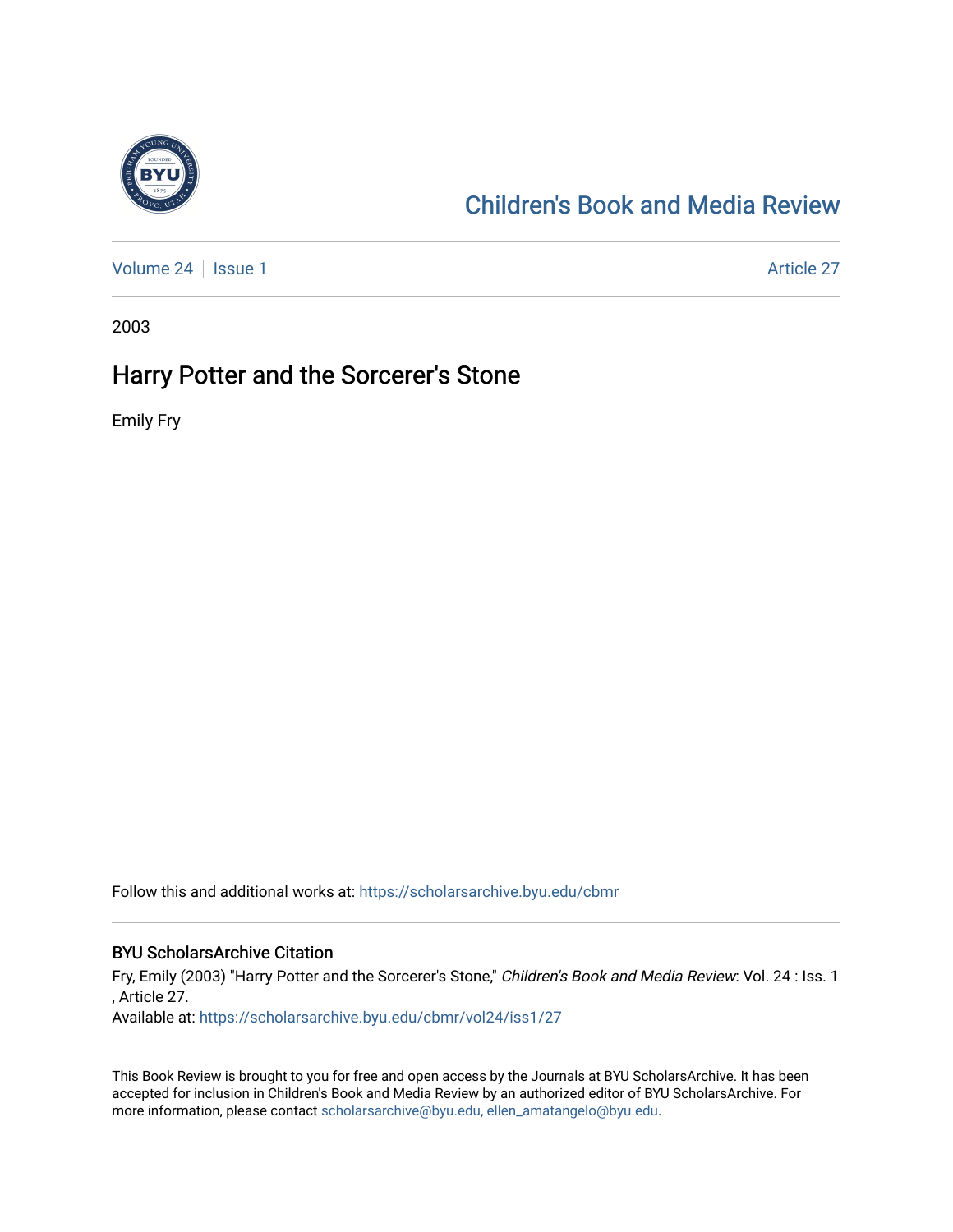# Children's Book and Media Review

Volume 24 | Issue 1 | Article 27

2003

## Harry Potter and the Sorcerer's Stone

Emily Fry

Follow this and additional works at: https://scholarsarchive.byu.edu/cbmr

### BYU ScholarsArchive Citation

Fry, Emily (2003) "Harry Potter and the Sorcerer's Stone," *Children's Book and Media Review*: Vol. 24 : Iss. 1 , Article 27.
Available at: https://scholarsarchive.byu.edu/cbmr/vol24/iss1/27

This Book Review is brought to you for free and open access by the Journals at BYU ScholarsArchive. It has been accepted for inclusion in Children's Book and Media Review by an authorized editor of BYU ScholarsArchive. For more information, please contact scholarsarchive@byu.edu, ellen_amatangelo@byu.edu.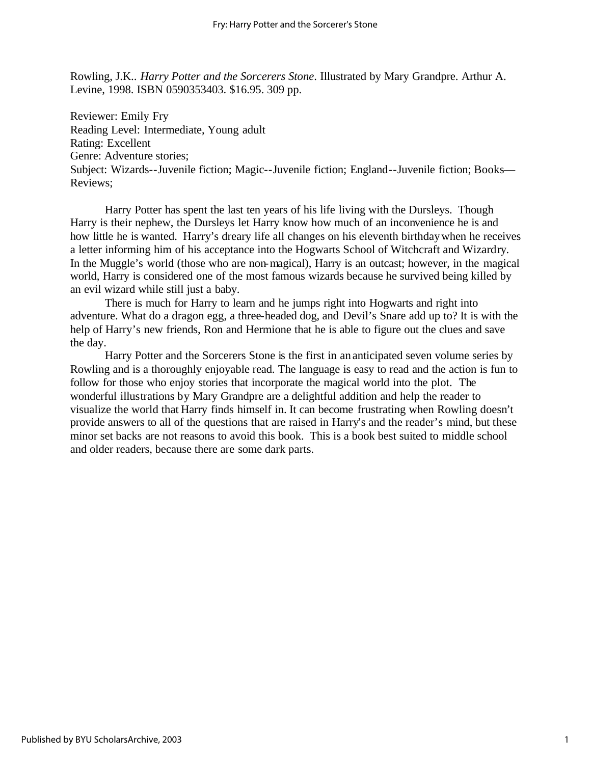Rowling, J.K.. *Harry Potter and the Sorcerers Stone*. Illustrated by Mary Grandpre. Arthur A. Levine, 1998. ISBN 0590353403. $16.95. 309 pp.

Reviewer: Emily Fry
Reading Level: Intermediate, Young adult
Rating: Excellent
Genre: Adventure stories;
Subject: Wizards--Juvenile fiction; Magic--Juvenile fiction; England--Juvenile fiction; Books—Reviews;

Harry Potter has spent the last ten years of his life living with the Dursleys. Though Harry is their nephew, the Dursleys let Harry know how much of an inconvenience he is and how little he is wanted. Harry's dreary life all changes on his eleventh birthday when he receives a letter informing him of his acceptance into the Hogwarts School of Witchcraft and Wizardry. In the Muggle's world (those who are non-magical), Harry is an outcast; however, in the magical world, Harry is considered one of the most famous wizards because he survived being killed by an evil wizard while still just a baby.

There is much for Harry to learn and he jumps right into Hogwarts and right into adventure. What do a dragon egg, a three-headed dog, and Devil's Snare add up to? It is with the help of Harry's new friends, Ron and Hermione that he is able to figure out the clues and save the day.

Harry Potter and the Sorcerers Stone is the first in an anticipated seven volume series by Rowling and is a thoroughly enjoyable read. The language is easy to read and the action is fun to follow for those who enjoy stories that incorporate the magical world into the plot. The wonderful illustrations by Mary Grandpre are a delightful addition and help the reader to visualize the world that Harry finds himself in. It can become frustrating when Rowling doesn't provide answers to all of the questions that are raised in Harry's and the reader's mind, but these minor set backs are not reasons to avoid this book. This is a book best suited to middle school and older readers, because there are some dark parts.